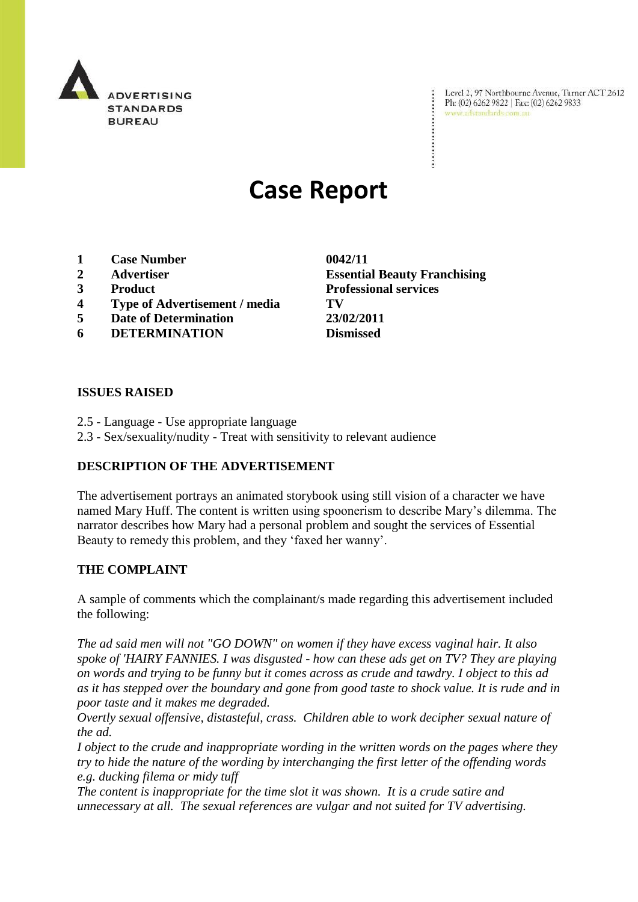ADVERTISING STANDARDS BUREAU

Level 2, 97 Northbourne Avenue, Turner ACT 2612
Ph: (02) 6262 9822 | Fax: (02) 6262 9833
www.adstandards.com.au

# Case Report

| | | |
|---|---|---|
| 1 | **Case Number** | **0042/11** |
| 2 | **Advertiser** | **Essential Beauty Franchising** |
| 3 | **Product** | **Professional services** |
| 4 | **Type of Advertisement / media** | **TV** |
| 5 | **Date of Determination** | **23/02/2011** |
| 6 | **DETERMINATION** | **Dismissed** |

## ISSUES RAISED

2.5 - Language - Use appropriate language
2.3 - Sex/sexuality/nudity - Treat with sensitivity to relevant audience

## DESCRIPTION OF THE ADVERTISEMENT

The advertisement portrays an animated storybook using still vision of a character we have named Mary Huff. The content is written using spoonerism to describe Mary's dilemma. The narrator describes how Mary had a personal problem and sought the services of Essential Beauty to remedy this problem, and they 'faxed her wanny'.

## THE COMPLAINT

A sample of comments which the complainant/s made regarding this advertisement included the following:

*The ad said men will not "GO DOWN" on women if they have excess vaginal hair. It also spoke of 'HAIRY FANNIES. I was disgusted - how can these ads get on TV? They are playing on words and trying to be funny but it comes across as crude and tawdry. I object to this ad as it has stepped over the boundary and gone from good taste to shock value. It is rude and in poor taste and it makes me degraded.*

*Overtly sexual offensive, distasteful, crass. Children able to work decipher sexual nature of the ad.*

*I object to the crude and inappropriate wording in the written words on the pages where they try to hide the nature of the wording by interchanging the first letter of the offending words e.g. ducking filema or midy tuff*

*The content is inappropriate for the time slot it was shown. It is a crude satire and unnecessary at all. The sexual references are vulgar and not suited for TV advertising.*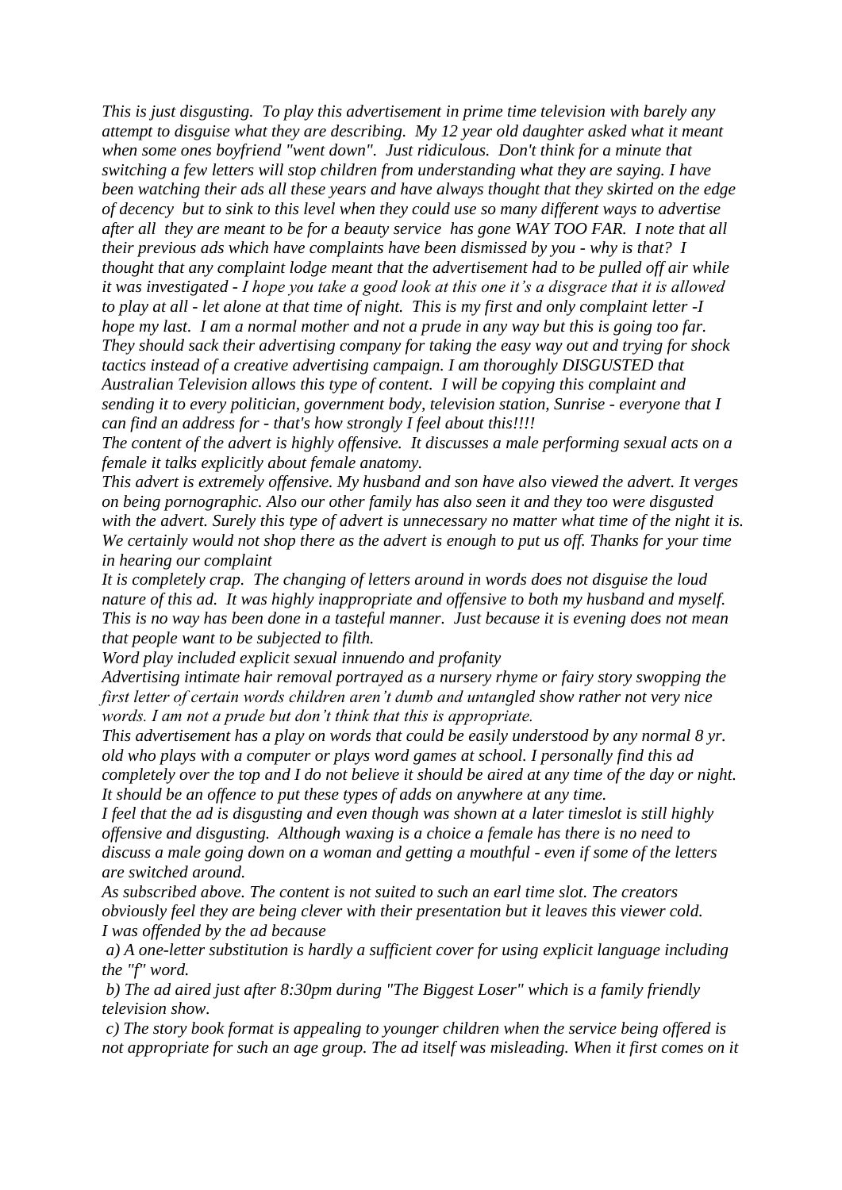*This is just disgusting. To play this advertisement in prime time television with barely any attempt to disguise what they are describing. My 12 year old daughter asked what it meant when some ones boyfriend "went down". Just ridiculous. Don't think for a minute that switching a few letters will stop children from understanding what they are saying. I have been watching their ads all these years and have always thought that they skirted on the edge of decency but to sink to this level when they could use so many different ways to advertise after all they are meant to be for a beauty service has gone WAY TOO FAR. I note that all their previous ads which have complaints have been dismissed by you - why is that? I thought that any complaint lodge meant that the advertisement had to be pulled off air while it was investigated - I hope you take a good look at this one it's a disgrace that it is allowed to play at all - let alone at that time of night. This is my first and only complaint letter -I hope my last. I am a normal mother and not a prude in any way but this is going too far. They should sack their advertising company for taking the easy way out and trying for shock tactics instead of a creative advertising campaign. I am thoroughly DISGUSTED that Australian Television allows this type of content. I will be copying this complaint and sending it to every politician, government body, television station, Sunrise - everyone that I can find an address for - that's how strongly I feel about this!!!!*

*The content of the advert is highly offensive. It discusses a male performing sexual acts on a female it talks explicitly about female anatomy.*

*This advert is extremely offensive. My husband and son have also viewed the advert. It verges on being pornographic. Also our other family has also seen it and they too were disgusted with the advert. Surely this type of advert is unnecessary no matter what time of the night it is. We certainly would not shop there as the advert is enough to put us off. Thanks for your time in hearing our complaint*

*It is completely crap. The changing of letters around in words does not disguise the loud nature of this ad. It was highly inappropriate and offensive to both my husband and myself. This is no way has been done in a tasteful manner. Just because it is evening does not mean that people want to be subjected to filth.*

*Word play included explicit sexual innuendo and profanity*

*Advertising intimate hair removal portrayed as a nursery rhyme or fairy story swopping the first letter of certain words children aren't dumb and untangled show rather not very nice words. I am not a prude but don't think that this is appropriate.*

*This advertisement has a play on words that could be easily understood by any normal 8 yr. old who plays with a computer or plays word games at school. I personally find this ad completely over the top and I do not believe it should be aired at any time of the day or night. It should be an offence to put these types of adds on anywhere at any time.*

*I feel that the ad is disgusting and even though was shown at a later timeslot is still highly offensive and disgusting. Although waxing is a choice a female has there is no need to discuss a male going down on a woman and getting a mouthful - even if some of the letters are switched around.*

*As subscribed above. The content is not suited to such an earl time slot. The creators obviously feel they are being clever with their presentation but it leaves this viewer cold.*

*I was offended by the ad because*

*a) A one-letter substitution is hardly a sufficient cover for using explicit language including the "f" word.*

*b) The ad aired just after 8:30pm during "The Biggest Loser" which is a family friendly television show.*

*c) The story book format is appealing to younger children when the service being offered is not appropriate for such an age group. The ad itself was misleading. When it first comes on it*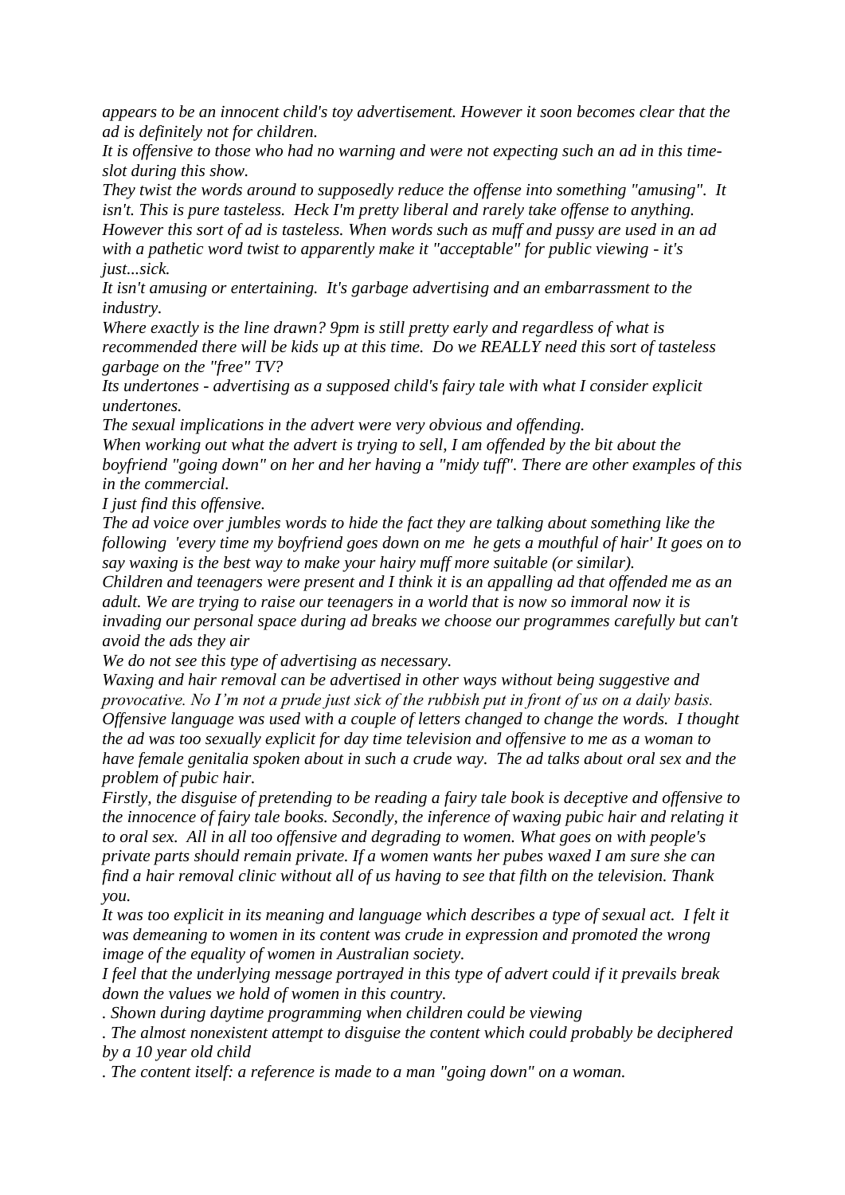*appears to be an innocent child's toy advertisement. However it soon becomes clear that the ad is definitely not for children.*

*It is offensive to those who had no warning and were not expecting such an ad in this time-slot during this show.*

*They twist the words around to supposedly reduce the offense into something "amusing". It isn't. This is pure tasteless. Heck I'm pretty liberal and rarely take offense to anything. However this sort of ad is tasteless. When words such as muff and pussy are used in an ad with a pathetic word twist to apparently make it "acceptable" for public viewing - it's just...sick.*

*It isn't amusing or entertaining. It's garbage advertising and an embarrassment to the industry.*

*Where exactly is the line drawn? 9pm is still pretty early and regardless of what is recommended there will be kids up at this time. Do we REALLY need this sort of tasteless garbage on the "free" TV?*

*Its undertones - advertising as a supposed child's fairy tale with what I consider explicit undertones.*

*The sexual implications in the advert were very obvious and offending.*

*When working out what the advert is trying to sell, I am offended by the bit about the boyfriend "going down" on her and her having a "midy tuff". There are other examples of this in the commercial.*

*I just find this offensive.*

*The ad voice over jumbles words to hide the fact they are talking about something like the following 'every time my boyfriend goes down on me he gets a mouthful of hair' It goes on to say waxing is the best way to make your hairy muff more suitable (or similar).*

*Children and teenagers were present and I think it is an appalling ad that offended me as an adult. We are trying to raise our teenagers in a world that is now so immoral now it is invading our personal space during ad breaks we choose our programmes carefully but can't avoid the ads they air*

*We do not see this type of advertising as necessary.*

*Waxing and hair removal can be advertised in other ways without being suggestive and provocative. No I'm not a prude just sick of the rubbish put in front of us on a daily basis.*

*Offensive language was used with a couple of letters changed to change the words. I thought the ad was too sexually explicit for day time television and offensive to me as a woman to have female genitalia spoken about in such a crude way. The ad talks about oral sex and the problem of pubic hair.*

*Firstly, the disguise of pretending to be reading a fairy tale book is deceptive and offensive to the innocence of fairy tale books. Secondly, the inference of waxing pubic hair and relating it to oral sex. All in all too offensive and degrading to women. What goes on with people's private parts should remain private. If a women wants her pubes waxed I am sure she can find a hair removal clinic without all of us having to see that filth on the television. Thank you.*

*It was too explicit in its meaning and language which describes a type of sexual act. I felt it was demeaning to women in its content was crude in expression and promoted the wrong image of the equality of women in Australian society.*

*I feel that the underlying message portrayed in this type of advert could if it prevails break down the values we hold of women in this country.*

*. Shown during daytime programming when children could be viewing*

*. The almost nonexistent attempt to disguise the content which could probably be deciphered by a 10 year old child*

*. The content itself: a reference is made to a man "going down" on a woman.*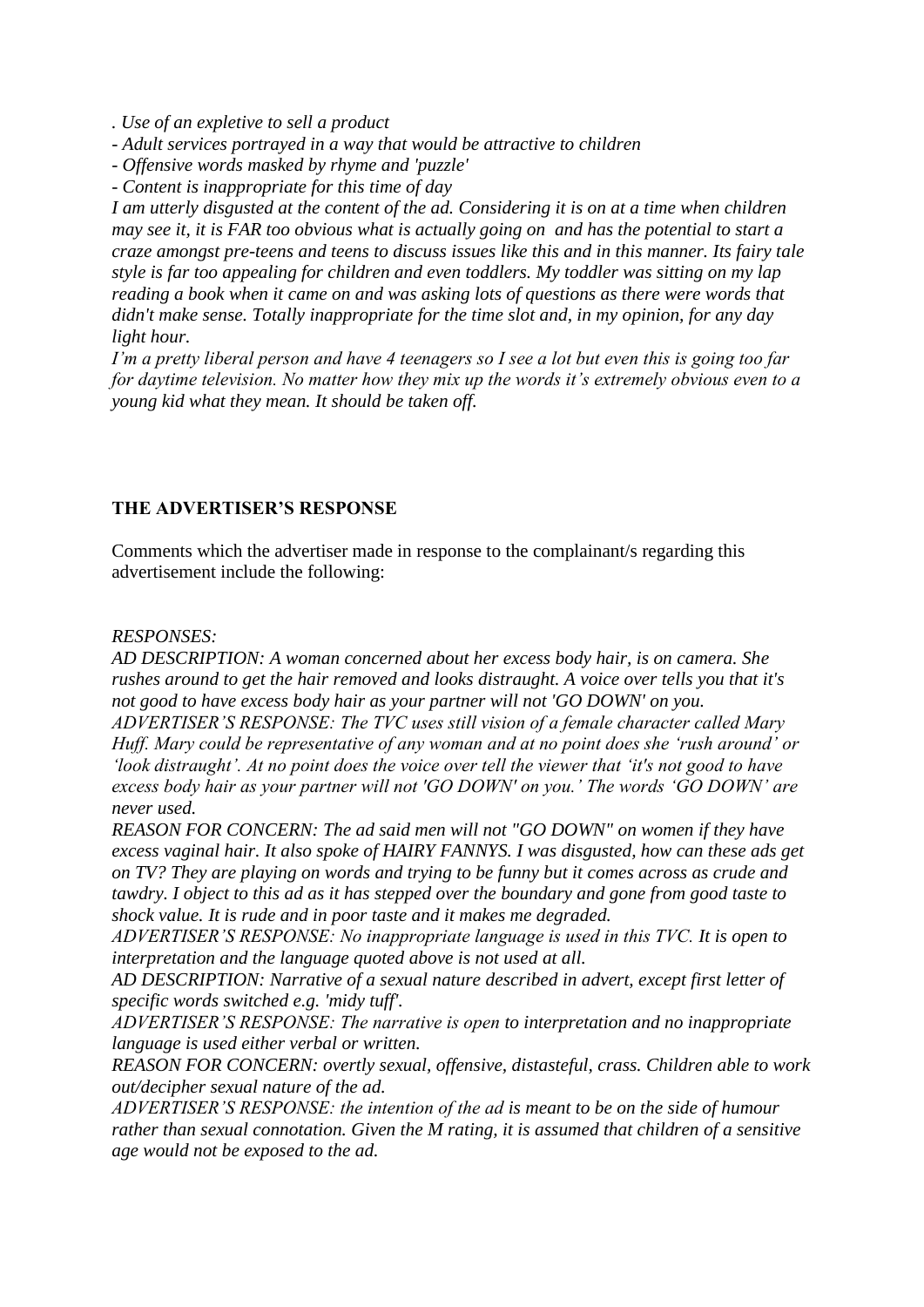*. Use of an expletive to sell a product*

*- Adult services portrayed in a way that would be attractive to children*

*- Offensive words masked by rhyme and 'puzzle'*

*- Content is inappropriate for this time of day*

*I am utterly disgusted at the content of the ad. Considering it is on at a time when children may see it, it is FAR too obvious what is actually going on and has the potential to start a craze amongst pre-teens and teens to discuss issues like this and in this manner. Its fairy tale style is far too appealing for children and even toddlers. My toddler was sitting on my lap reading a book when it came on and was asking lots of questions as there were words that didn't make sense. Totally inappropriate for the time slot and, in my opinion, for any day light hour.*

*I'm a pretty liberal person and have 4 teenagers so I see a lot but even this is going too far for daytime television. No matter how they mix up the words it's extremely obvious even to a young kid what they mean. It should be taken off.*

## THE ADVERTISER'S RESPONSE

Comments which the advertiser made in response to the complainant/s regarding this advertisement include the following:

*RESPONSES:*

*AD DESCRIPTION: A woman concerned about her excess body hair, is on camera. She rushes around to get the hair removed and looks distraught. A voice over tells you that it's not good to have excess body hair as your partner will not 'GO DOWN' on you.*

*ADVERTISER'S RESPONSE: The TVC uses still vision of a female character called Mary Huff. Mary could be representative of any woman and at no point does she 'rush around' or 'look distraught'. At no point does the voice over tell the viewer that 'it's not good to have excess body hair as your partner will not 'GO DOWN' on you.' The words 'GO DOWN' are never used.*

*REASON FOR CONCERN: The ad said men will not "GO DOWN" on women if they have excess vaginal hair. It also spoke of HAIRY FANNYS. I was disgusted, how can these ads get on TV? They are playing on words and trying to be funny but it comes across as crude and tawdry. I object to this ad as it has stepped over the boundary and gone from good taste to shock value. It is rude and in poor taste and it makes me degraded.*

*ADVERTISER'S RESPONSE: No inappropriate language is used in this TVC. It is open to interpretation and the language quoted above is not used at all.*

*AD DESCRIPTION: Narrative of a sexual nature described in advert, except first letter of specific words switched e.g. 'midy tuff'.*

*ADVERTISER'S RESPONSE: The narrative is open to interpretation and no inappropriate language is used either verbal or written.*

*REASON FOR CONCERN: overtly sexual, offensive, distasteful, crass. Children able to work out/decipher sexual nature of the ad.*

*ADVERTISER'S RESPONSE: the intention of the ad is meant to be on the side of humour rather than sexual connotation. Given the M rating, it is assumed that children of a sensitive age would not be exposed to the ad.*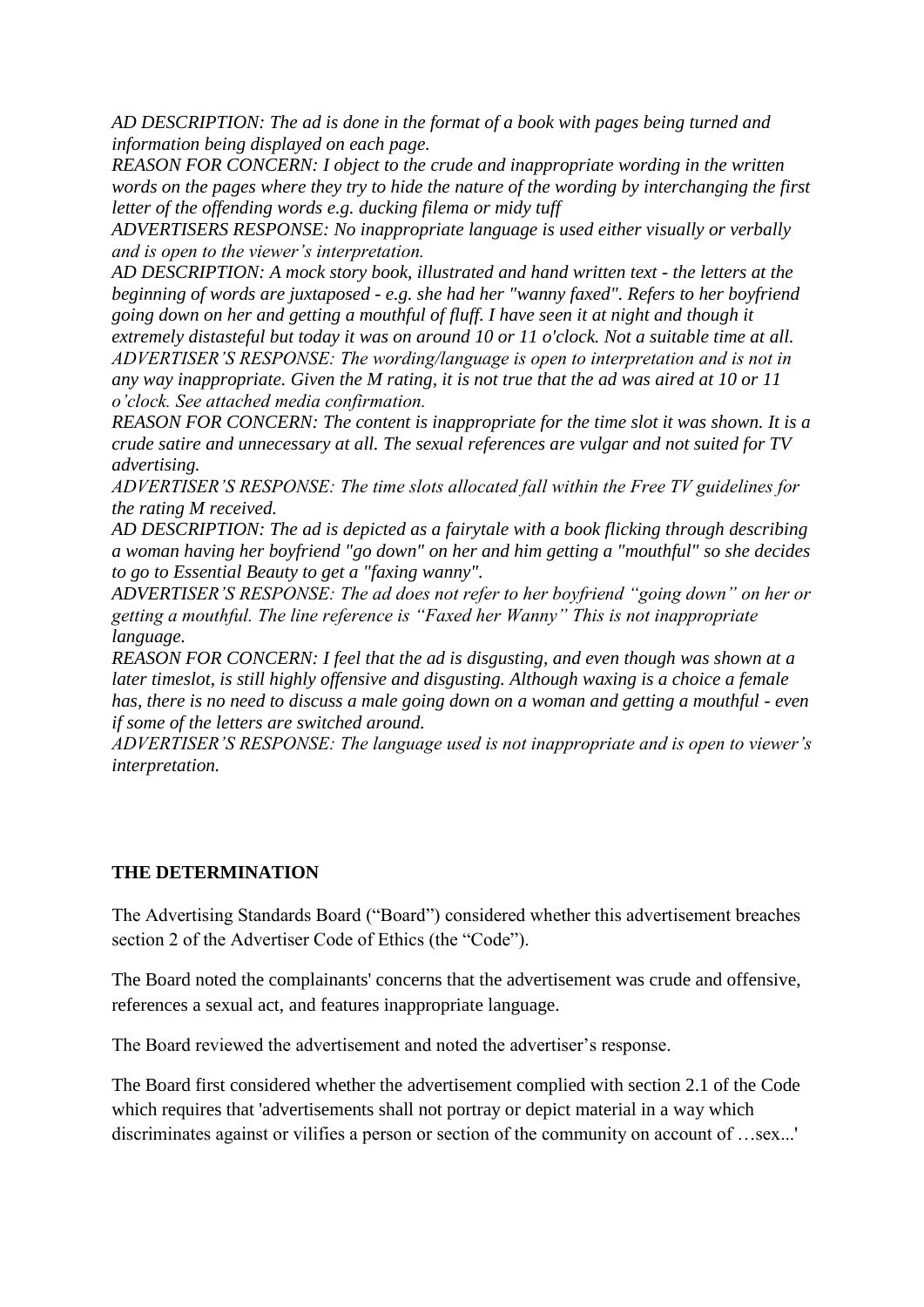*AD DESCRIPTION: The ad is done in the format of a book with pages being turned and information being displayed on each page.*
*REASON FOR CONCERN: I object to the crude and inappropriate wording in the written words on the pages where they try to hide the nature of the wording by interchanging the first letter of the offending words e.g. ducking filema or midy tuff*
*ADVERTISERS RESPONSE: No inappropriate language is used either visually or verbally and is open to the viewer's interpretation.*
*AD DESCRIPTION: A mock story book, illustrated and hand written text - the letters at the beginning of words are juxtaposed - e.g. she had her "wanny faxed". Refers to her boyfriend going down on her and getting a mouthful of fluff. I have seen it at night and though it extremely distasteful but today it was on around 10 or 11 o'clock. Not a suitable time at all.*
*ADVERTISER'S RESPONSE: The wording/language is open to interpretation and is not in any way inappropriate. Given the M rating, it is not true that the ad was aired at 10 or 11 o'clock. See attached media confirmation.*
*REASON FOR CONCERN: The content is inappropriate for the time slot it was shown. It is a crude satire and unnecessary at all. The sexual references are vulgar and not suited for TV advertising.*
*ADVERTISER'S RESPONSE: The time slots allocated fall within the Free TV guidelines for the rating M received.*
*AD DESCRIPTION: The ad is depicted as a fairytale with a book flicking through describing a woman having her boyfriend "go down" on her and him getting a "mouthful" so she decides to go to Essential Beauty to get a "faxing wanny".*
*ADVERTISER'S RESPONSE: The ad does not refer to her boyfriend "going down" on her or getting a mouthful. The line reference is "Faxed her Wanny" This is not inappropriate language.*
*REASON FOR CONCERN: I feel that the ad is disgusting, and even though was shown at a later timeslot, is still highly offensive and disgusting. Although waxing is a choice a female has, there is no need to discuss a male going down on a woman and getting a mouthful - even if some of the letters are switched around.*
*ADVERTISER'S RESPONSE: The language used is not inappropriate and is open to viewer's interpretation.*

**THE DETERMINATION**

The Advertising Standards Board ("Board") considered whether this advertisement breaches section 2 of the Advertiser Code of Ethics (the "Code").

The Board noted the complainants' concerns that the advertisement was crude and offensive, references a sexual act, and features inappropriate language.

The Board reviewed the advertisement and noted the advertiser's response.

The Board first considered whether the advertisement complied with section 2.1 of the Code which requires that 'advertisements shall not portray or depict material in a way which discriminates against or vilifies a person or section of the community on account of …sex...'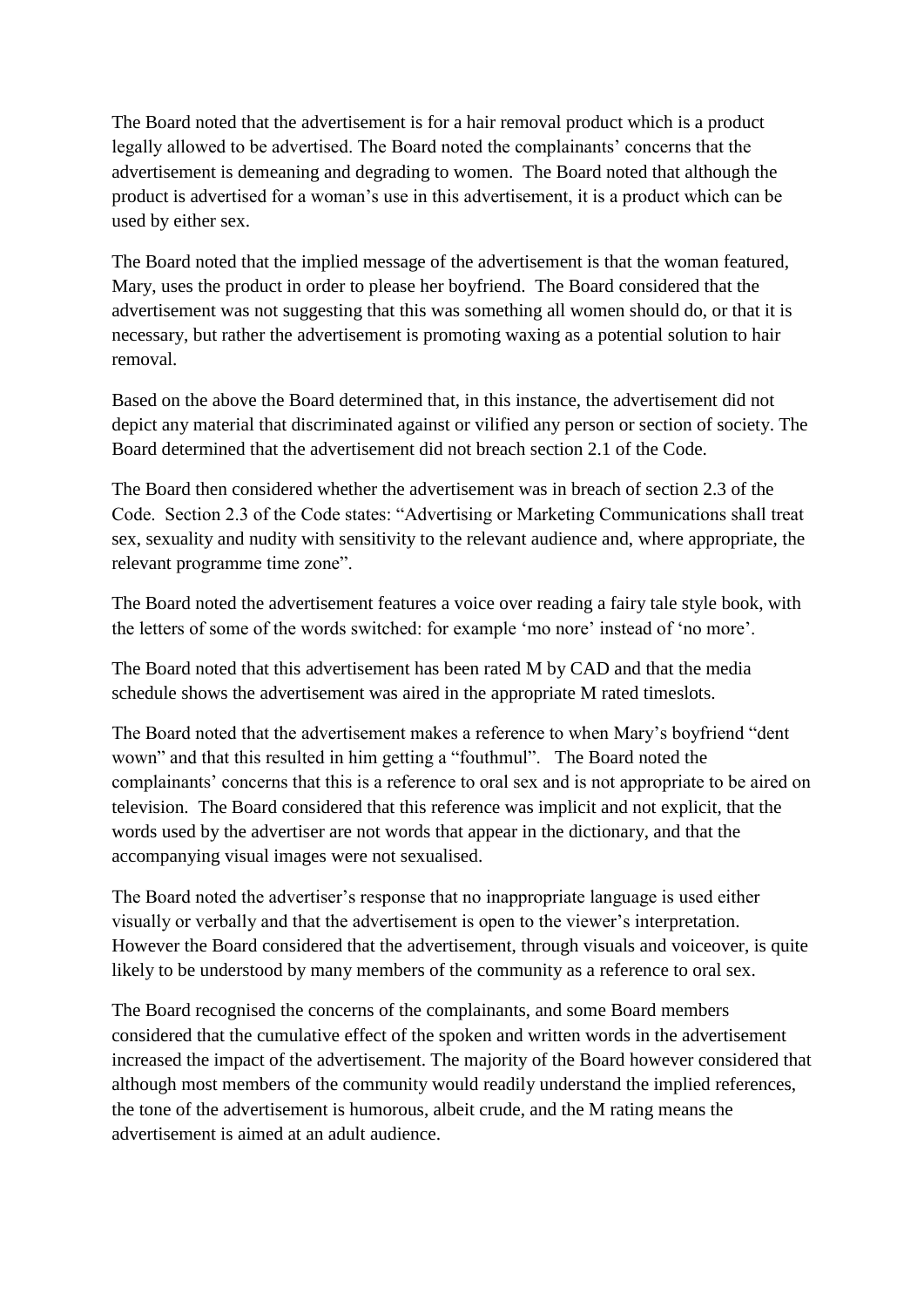The Board noted that the advertisement is for a hair removal product which is a product legally allowed to be advertised. The Board noted the complainants' concerns that the advertisement is demeaning and degrading to women. The Board noted that although the product is advertised for a woman's use in this advertisement, it is a product which can be used by either sex.

The Board noted that the implied message of the advertisement is that the woman featured, Mary, uses the product in order to please her boyfriend. The Board considered that the advertisement was not suggesting that this was something all women should do, or that it is necessary, but rather the advertisement is promoting waxing as a potential solution to hair removal.

Based on the above the Board determined that, in this instance, the advertisement did not depict any material that discriminated against or vilified any person or section of society. The Board determined that the advertisement did not breach section 2.1 of the Code.

The Board then considered whether the advertisement was in breach of section 2.3 of the Code. Section 2.3 of the Code states: "Advertising or Marketing Communications shall treat sex, sexuality and nudity with sensitivity to the relevant audience and, where appropriate, the relevant programme time zone".

The Board noted the advertisement features a voice over reading a fairy tale style book, with the letters of some of the words switched: for example 'mo nore' instead of 'no more'.

The Board noted that this advertisement has been rated M by CAD and that the media schedule shows the advertisement was aired in the appropriate M rated timeslots.

The Board noted that the advertisement makes a reference to when Mary's boyfriend "dent wown" and that this resulted in him getting a "fouthmul". The Board noted the complainants' concerns that this is a reference to oral sex and is not appropriate to be aired on television. The Board considered that this reference was implicit and not explicit, that the words used by the advertiser are not words that appear in the dictionary, and that the accompanying visual images were not sexualised.

The Board noted the advertiser's response that no inappropriate language is used either visually or verbally and that the advertisement is open to the viewer's interpretation. However the Board considered that the advertisement, through visuals and voiceover, is quite likely to be understood by many members of the community as a reference to oral sex.

The Board recognised the concerns of the complainants, and some Board members considered that the cumulative effect of the spoken and written words in the advertisement increased the impact of the advertisement. The majority of the Board however considered that although most members of the community would readily understand the implied references, the tone of the advertisement is humorous, albeit crude, and the M rating means the advertisement is aimed at an adult audience.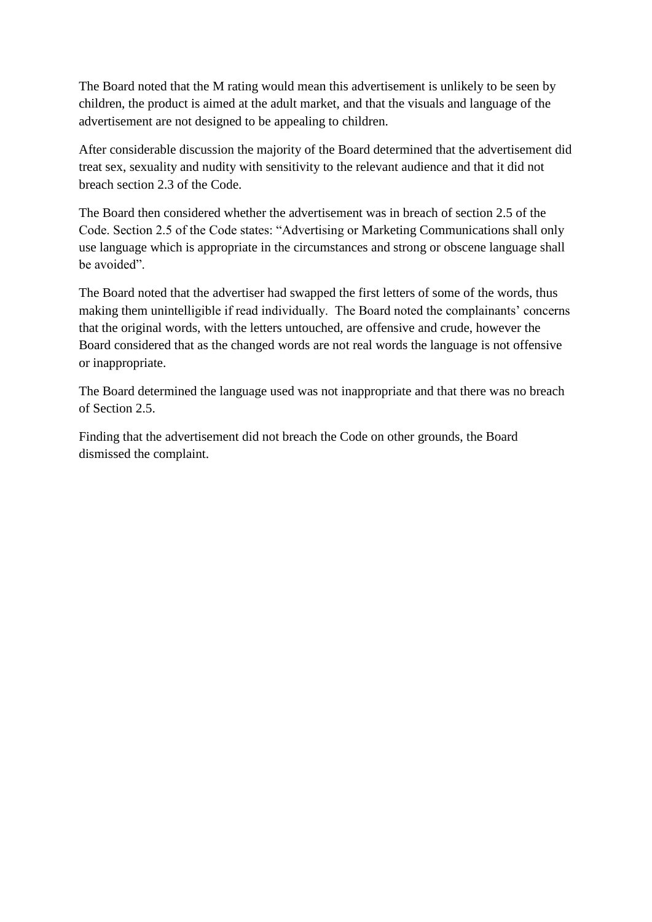The Board noted that the M rating would mean this advertisement is unlikely to be seen by children, the product is aimed at the adult market, and that the visuals and language of the advertisement are not designed to be appealing to children.

After considerable discussion the majority of the Board determined that the advertisement did treat sex, sexuality and nudity with sensitivity to the relevant audience and that it did not breach section 2.3 of the Code.

The Board then considered whether the advertisement was in breach of section 2.5 of the Code. Section 2.5 of the Code states: "Advertising or Marketing Communications shall only use language which is appropriate in the circumstances and strong or obscene language shall be avoided".

The Board noted that the advertiser had swapped the first letters of some of the words, thus making them unintelligible if read individually. The Board noted the complainants' concerns that the original words, with the letters untouched, are offensive and crude, however the Board considered that as the changed words are not real words the language is not offensive or inappropriate.

The Board determined the language used was not inappropriate and that there was no breach of Section 2.5.

Finding that the advertisement did not breach the Code on other grounds, the Board dismissed the complaint.